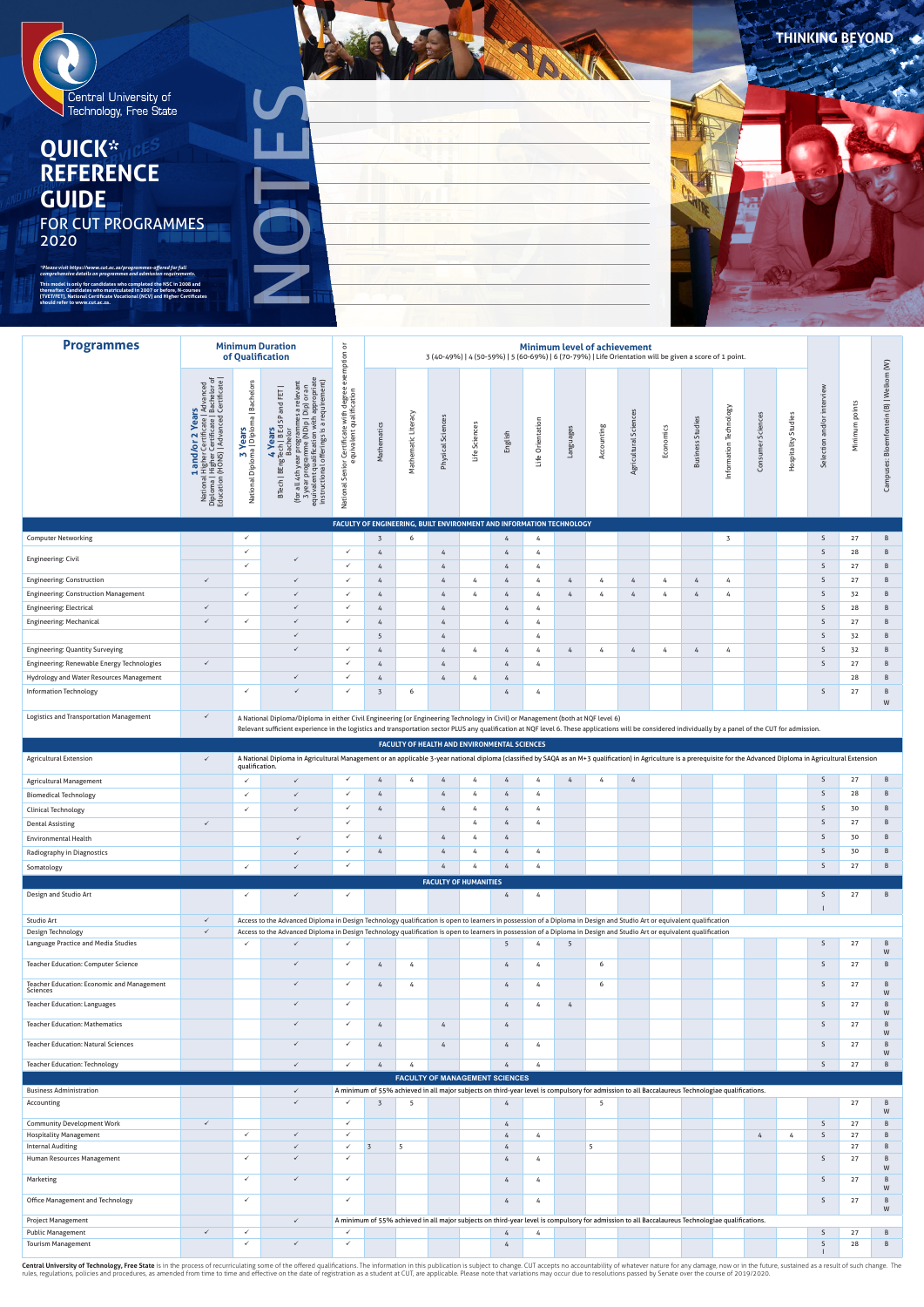Central University of Technology, Free State

# QUICK* REFERENCE GUIDE

## FOR CUT PROGRAMMES 2020

*Please visit https://www.cut.ac.za/programmes-offered for full comprehensive details on programmes and admission requirements.

This model is only for candidates who completed the NSC in 2008 and thereafter. Candidates who matriculated in 2007 or before, N-courses (TVET/FET), National Certificate Vocational (NCV) and Higher Certificates should refer to www.cut.ac.za.

NOTES

THINKING BEYOND

| Programmes | Minimum Duration of Qualification | | | National Senior Certificate with degree exemption or equivalent qualification | Minimum level of achievement 3 (40-49%) \| 4 (50-59%) \| 5 (60-69%) \| 6 (70-79%) \| Life Orientation will be given a score of 1 point. | | | | | | | | | | | | | | Selection and/or interview | Minimum points | Campuses: Bloemfontein (B) \| Welkom (W) |
|---|---|---|---|---|---|---|---|---|---|---|---|---|---|---|---|---|---|---|---|---|---|
| | **1 and/or 2 Years** National Higher Certificate \| Advanced Diploma \| Higher Certificate \| Bachelor of Education (HONS) \| Advanced Certificate \| | **3 Years** National Diploma \| Diploma \| Bachelors | **4 Years** BTech \| BEng Tech \| B Ed SP and FET \| Bachelor (for all 4th year programmes a relevant 3 year programme (NDip \| Dip) or an equivalent qualification with appropriate instructional offerings is a requirement) | | Mathematics | Mathematic Literacy | Physical Sciences | Life Sciences | English | Life Orientation | Languages | Accounting | Agricultural Sciences | Economics | Business Studies | Information Technology | Consumer Sciences | Hospitality Studies | | | |
| **FACULTY OF ENGINEERING, BUILT ENVIRONMENT AND INFORMATION TECHNOLOGY** | | | | | | | | | | | | | | | | | | | | | |
| Computer Networking | | ✓ | | | 3 | 6 | | | 4 | 4 | | | | | | 3 | | | S | 27 | B |
| Engineering: Civil | | ✓ | ✓ | ✓ | 4 | | 4 | | 4 | 4 | | | | | | | | | S | 28 | B |
| | | ✓ | | ✓ | 4 | | 4 | | 4 | 4 | | | | | | | | | S | 27 | B |
| Engineering: Construction | ✓ | | ✓ | ✓ | 4 | | 4 | 4 | 4 | 4 | 4 | 4 | 4 | 4 | 4 | 4 | | | S | 27 | B |
| Engineering: Construction Management | | ✓ | ✓ | ✓ | 4 | | 4 | 4 | 4 | 4 | 4 | 4 | 4 | 4 | 4 | 4 | | | S | 32 | B |
| Engineering: Electrical | ✓ | | ✓ | ✓ | 4 | | 4 | | 4 | 4 | | | | | | | | | S | 28 | B |
| Engineering: Mechanical | ✓ | ✓ | ✓ | ✓ | 4 | | 4 | | 4 | 4 | | | | | | | | | S | 27 | B |
| | | | ✓ | | 5 | | 4 | | | 4 | | | | | | | | | S | 32 | B |
| Engineering: Quantity Surveying | | | ✓ | ✓ | 4 | | 4 | 4 | 4 | 4 | 4 | 4 | 4 | 4 | 4 | 4 | | | S | 32 | B |
| Engineering: Renewable Energy Technologies | ✓ | | | ✓ | 4 | | 4 | | 4 | 4 | | | | | | | | | S | 27 | B |
| Hydrology and Water Resources Management | | | ✓ | ✓ | 4 | | 4 | 4 | 4 | | | | | | | | | | | 28 | B |
| Information Technology | | ✓ | ✓ | ✓ | 3 | 6 | | | 4 | 4 | | | | | | | | | S | 27 | B W |
| Logistics and Transportation Management | ✓ | A National Diploma/Diploma in either Civil Engineering (or Engineering Technology in Civil) or Management (both at NQF level 6) Relevant sufficient experience in the logistics and transportation sector PLUS any qualification at NQF level 6. These applications will be considered individually by a panel of the CUT for admission. | | | | | | | | | | | | | | | | | | | |
| **FACULTY OF HEALTH AND ENVIRONMENTAL SCIENCES** | | | | | | | | | | | | | | | | | | | | | |
| Agricultural Extension | ✓ | A National Diploma in Agricultural Management or an applicable 3-year national diploma (classified by SAQA as an M+3 qualification) in Agriculture is a prerequisite for the Advanced Diploma in Agricultural Extension qualification. | | | | | | | | | | | | | | | | | | | |
| Agricultural Management | | ✓ | ✓ | ✓ | 4 | 4 | 4 | 4 | 4 | 4 | 4 | 4 | 4 | | | | | | S | 27 | B |
| Biomedical Technology | | ✓ | ✓ | ✓ | 4 | | 4 | 4 | 4 | 4 | | | | | | | | | S | 28 | B |
| Clinical Technology | | ✓ | ✓ | ✓ | 4 | | 4 | 4 | 4 | 4 | | | | | | | | | S | 30 | B |
| Dental Assisting | ✓ | | | ✓ | | | | 4 | 4 | 4 | | | | | | | | | S | 27 | B |
| Environmental Health | | | ✓ | ✓ | 4 | | 4 | 4 | 4 | | | | | | | | | | S | 30 | B |
| Radiography in Diagnostics | | | ✓ | ✓ | 4 | | 4 | 4 | 4 | 4 | | | | | | | | | S | 30 | B |
| Somatology | | ✓ | ✓ | ✓ | | | 4 | 4 | 4 | 4 | | | | | | | | | S | 27 | B |
| **FACULTY OF HUMANITIES** | | | | | | | | | | | | | | | | | | | | | |
| Design and Studio Art | | ✓ | ✓ | ✓ | | | | | 4 | 4 | | | | | | | | | S I | 27 | B |
| Studio Art | ✓ | Access to the Advanced Diploma in Design Technology qualification is open to learners in possession of a Diploma in Design and Studio Art or equivalent qualification | | | | | | | | | | | | | | | | | | | |
| Design Technology | ✓ | Access to the Advanced Diploma in Design Technology qualification is open to learners in possession of a Diploma in Design and Studio Art or equivalent qualification | | | | | | | | | | | | | | | | | | | |
| Language Practice and Media Studies | | ✓ | ✓ | ✓ | | | | | 5 | 4 | 5 | | | | | | | | S | 27 | B W |
| Teacher Education: Computer Science | | | ✓ | ✓ | 4 | 4 | | | 4 | 4 | | 6 | | | | | | | S | 27 | B |
| Teacher Education: Economic and Management Sciences | | | ✓ | ✓ | 4 | 4 | | | 4 | 4 | | 6 | | | | | | | S | 27 | B W |
| Teacher Education: Languages | | | ✓ | ✓ | | | | | 4 | 4 | 4 | | | | | | | | S | 27 | B W |
| Teacher Education: Mathematics | | | ✓ | ✓ | 4 | | 4 | | 4 | | | | | | | | | | S | 27 | B W |
| Teacher Education: Natural Sciences | | | ✓ | ✓ | 4 | | 4 | | 4 | 4 | | | | | | | | | S | 27 | B W |
| Teacher Education: Technology | | | ✓ | ✓ | 4 | 4 | | | 4 | 4 | | | | | | | | | S | 27 | B |
| **FACULTY OF MANAGEMENT SCIENCES** | | | | | | | | | | | | | | | | | | | | | |
| Business Administration | | | ✓ | A minimum of 55% achieved in all major subjects on third-year level is compulsory for admission to all Baccalaureus Technologiae qualifications. | | | | | | | | | | | | | | | | | |
| Accounting | | | ✓ | ✓ | 3 | 5 | | | 4 | | | 5 | | | | | | | | 27 | B W |
| Community Development Work | ✓ | | | ✓ | | | | | 4 | | | | | | | | | | S | 27 | B |
| Hospitality Management | | ✓ | ✓ | ✓ | | | | | 4 | 4 | | | | | | | 4 | 4 | S | 27 | B |
| Internal Auditing | | | ✓ | ✓ | 3 | 5 | | | 4 | | | 5 | | | | | | | | 27 | B |
| Human Resources Management | | ✓ | ✓ | ✓ | | | | | 4 | 4 | | | | | | | | | S | 27 | B W |
| Marketing | | ✓ | ✓ | ✓ | | | | | 4 | 4 | | | | | | | | | S | 27 | B W |
| Office Management and Technology | | ✓ | | ✓ | | | | | 4 | 4 | | | | | | | | | S | 27 | B W |
| Project Management | | | ✓ | A minimum of 55% achieved in all major subjects on third-year level is compulsory for admission to all Baccalaureus Technologiae qualifications. | | | | | | | | | | | | | | | | | |
| Public Management | ✓ | ✓ | | ✓ | | | | | 4 | 4 | | | | | | | | | S | 27 | B |
| Tourism Management | | ✓ | ✓ | ✓ | | | | | 4 | | | | | | | | | | S I | 28 | B |

**Central University of Technology, Free State** is in the process of recurriculating some of the offered qualifications. The information in this publication is subject to change. CUT accepts no accountability of whatever nature for any damage, now or in the future, sustained as a result of such change. The rules, regulations, policies and procedures, as amended from time to time and effective on the date of registration as a student at CUT, are applicable. Please note that variations may occur due to resolutions passed by Senate over the course of 2019/2020.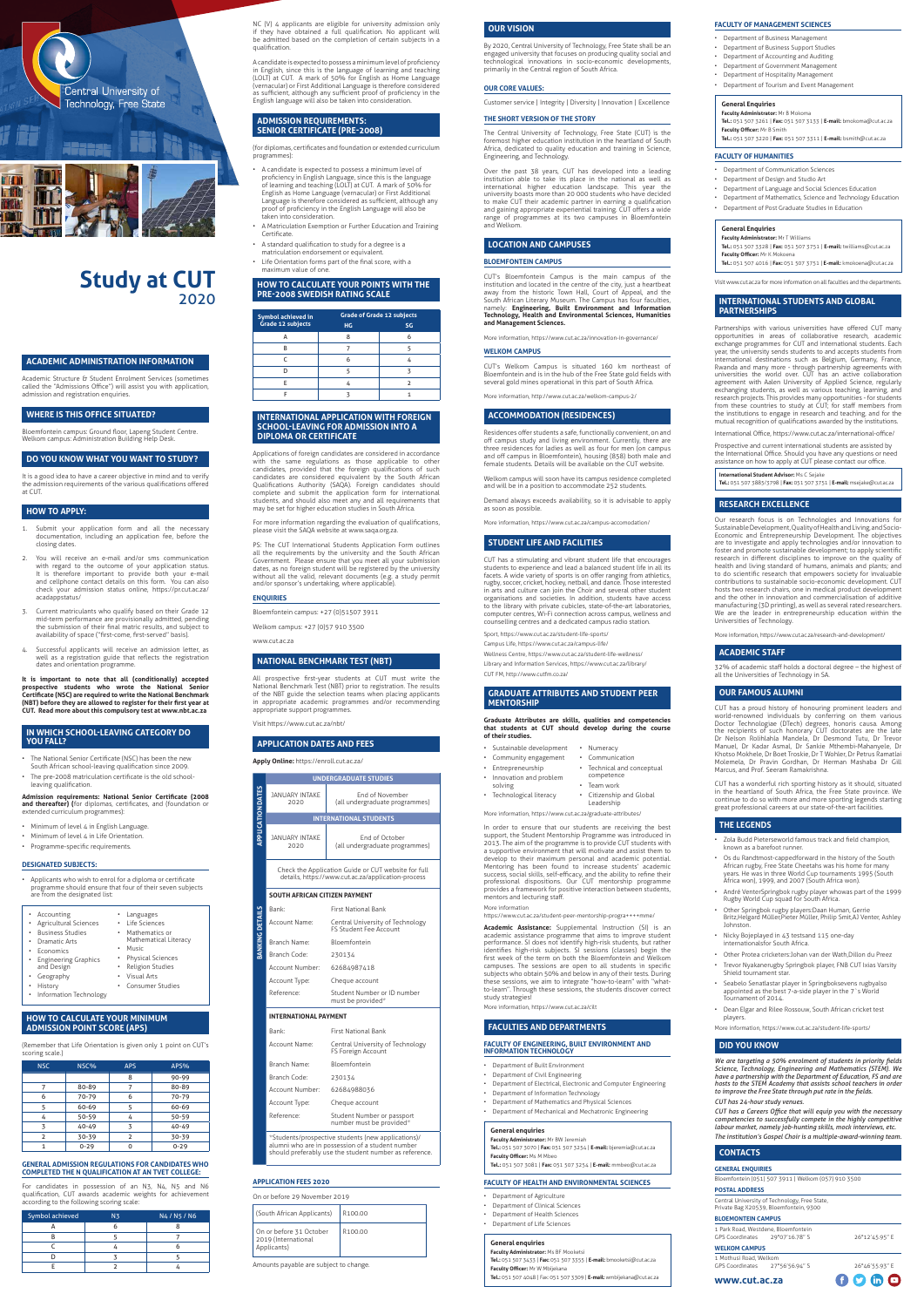Central University of Technology, Free State

# Study at CUT 2020

## ACADEMIC ADMINISTRATION INFORMATION

Academic Structure & Student Enrolment Services (sometimes called the "Admissions Office") will assist you with application, admission and registration enquiries.

## WHERE IS THIS OFFICE SITUATED?

Bloemfontein campus: Ground floor, Lapeng Student Centre.
Welkom campus: Administration Building Help Desk.

## DO YOU KNOW WHAT YOU WANT TO STUDY?

It is a good idea to have a career objective in mind and to verify the admission requirements of the various qualifications offered at CUT.

## HOW TO APPLY:

1. Submit your application form and all the necessary documentation, including an application fee, before the closing dates.
2. You will receive an e-mail and/or sms communication with regard to the outcome of your application status. It is therefore important to provide both your e-mail and cellphone contact details on this form. You can also check your admission status online, https://pr.cut.ac.za/acadappstatus/
3. Current matriculants who qualify based on their Grade 12 mid-term performance are provisionally admitted, pending the submission of their final matric results, and subject to availability of space ("first-come, first-served" basis).
4. Successful applicants will receive an admission letter, as well as a registration guide that reflects the registration dates and orientation programme.

**It is important to note that all (conditionally) accepted prospective students who wrote the National Senior Certificate (NSC) are required to write the National Benchmark (NBT) before they are allowed to register for their first year at CUT. Read more about this compulsory test at www.nbt.ac.za**

## IN WHICH SCHOOL-LEAVING CATEGORY DO YOU FALL?

- The National Senior Certificate (NSC) has been the new South African school-leaving qualification since 2009.
- The pre-2008 matriculation certificate is the old school-leaving qualification.

**Admission requirements: National Senior Certificate (2008 and thereafter)** (for diplomas, certificates, and foundation or extended curriculum programmes):

- Minimum of level 4 in English Language.
- Minimum of level 4 in Life Orientation.
- Programme-specific requirements.

### DESIGNATED SUBJECTS:

- Applicants who wish to enrol for a diploma or certificate programme should ensure that four of their seven subjects are from the designated list:

- Accounting
- Agricultural Sciences
- Business Studies
- Dramatic Arts
- Economics
- Engineering Graphics and Design
- Geography
- History
- Information Technology
- Languages
- Life Sciences
- Mathematics or Mathematical Literacy
- Music
- Physical Sciences
- Religion Studies
- Visual Arts
- Consumer Studies

## HOW TO CALCULATE YOUR MINIMUM ADMISSION POINT SCORE (APS)

(Remember that Life Orientation is given only 1 point on CUT's scoring scale.)

| NSC | NSC% | APS | APS% |
|---|---|---|---|
| | | 8 | 90-99 |
| 7 | 80-89 | 7 | 80-89 |
| 6 | 70-79 | 6 | 70-79 |
| 5 | 60-69 | 5 | 60-69 |
| 4 | 50-59 | 4 | 50-59 |
| 3 | 40-49 | 3 | 40-49 |
| 2 | 30-39 | 2 | 30-39 |
| 1 | 0-29 | 0 | 0-29 |

### GENERAL ADMISSION REGULATIONS FOR CANDIDATES WHO COMPLETED THE N QUALIFICATION AT AN TVET COLLEGE:

For candidates in possession of an N3, N4, N5 and N6 qualification, CUT awards academic weights for achievement according to the following scoring scale:

| Symbol achieved | N3 | N4 / N5 / N6 |
|---|---|---|
| A | 6 | 8 |
| B | 5 | 7 |
| C | 4 | 6 |
| D | 3 | 5 |
| E | 2 | 4 |

NC (V) 4 applicants are eligible for university admission only if they have obtained a full qualification. No applicant will be admitted based on the completion of certain subjects in a qualification.

A candidate is expected to possess a minimum level of proficiency in English, since this is the language of learning and teaching (LOLT) at CUT. A mark of 50% for English as Home Language (vernacular) or First Additional Language is therefore considered as sufficient, although any sufficient proof of proficiency in the English language will also be taken into consideration.

## ADMISSION REQUIREMENTS: SENIOR CERTIFICATE (PRE-2008)

(for diplomas, certificates and foundation or extended curriculum programmes):

- A candidate is expected to possess a minimum level of proficiency in English Language, since this is the language of learning and teaching (LOLT) at CUT. A mark of 50% for English as Home Language (vernacular) or First Additional Language is therefore considered as sufficient, although any proof of proficiency in the English Language will also be taken into consideration.
- A Matriculation Exemption or Further Education and Training Certificate.
- A standard qualification to study for a degree is a matriculation endorsement or equivalent.
- Life Orientation forms part of the final score, with a maximum value of one.

## HOW TO CALCULATE YOUR POINTS WITH THE PRE-2008 SWEDISH RATING SCALE

| Symbol achieved in Grade 12 subjects | Grade of Grade 12 subjects | |
|---|---|---|
| | HG | SG |
| A | 8 | 6 |
| B | 7 | 5 |
| C | 6 | 4 |
| D | 5 | 3 |
| E | 4 | 2 |
| F | 3 | 1 |

## INTERNATIONAL APPLICATION WITH FOREIGN SCHOOL-LEAVING FOR ADMISSION INTO A DIPLOMA OR CERTIFICATE

Applications of foreign candidates are considered in accordance with the same regulations as those applicable to other candidates, provided that the foreign qualifications of such candidates are considered equivalent by the South African Qualifications Authority (SAQA). Foreign candidates should complete and submit the application form for international students, and should also meet any and all requirements that may be set for higher education studies in South Africa.

For more information regarding the evaluation of qualifications, please visit the SAQA website at www.saqa.org.za.

PS: The CUT International Students Application Form outlines all the requirements by the university and the South African Government. Please ensure that you meet all your submission dates, as no foreign student will be registered by the university without all the valid, relevant documents (e.g. a study permit and/or sponsor's undertaking, where applicable).

### ENQUIRIES

Bloemfontein campus: +27 (0)51507 3911

Welkom campus: +27 (0)57 910 3500

www.cut.ac.za

## NATIONAL BENCHMARK TEST (NBT)

All prospective first-year students at CUT must write the National Benchmark Test (NBT) prior to registration. The results of the NBT guide the selection teams when placing applicants in appropriate academic programmes and/or recommending appropriate support programmes.

Visit https://www.cut.ac.za/nbt/

## APPLICATION DATES AND FEES

**Apply Online:** https://enroll.cut.ac.za/

**APPLICATION DATES**

| UNDERGRADUATE STUDIES | |
|---|---|
| JANUARY INTAKE 2020 | End of November (all undergraduate programmes) |
| **INTERNATIONAL STUDENTS** | |
| JANUARY INTAKE 2020 | End of October (all undergraduate programmes) |
| Check the Application Guide or CUT website for full details, https://www.cut.ac.za/application-process | |

**BANKING DETAILS**

| SOUTH AFRICAN CITIZEN PAYMENT | |
|---|---|
| Bank: | First National Bank |
| Account Name: | Central University of Technology FS Student Fee Account |
| Branch Name: | Bloemfontein |
| Branch Code: | 230134 |
| Account Number: | 62684987418 |
| Account Type: | Cheque account |
| Reference: | Student Number or ID number must be provided* |

| INTERNATIONAL PAYMENT | |
|---|---|
| Bank: | First National Bank |
| Account Name: | Central University of Technology FS Foreign Account |
| Branch Name: | Bloemfontein |
| Branch Code: | 230134 |
| Account Number: | 62684988036 |
| Account Type: | Cheque account |
| Reference: | Student Number or passport number must be provided* |

*Students/prospective students (new applications)/alumni who are in possession of a student number should preferably use the student number as reference.

### APPLICATION FEES 2020

On or before 29 November 2019

| | |
|---|---|
| (South African Applicants) | R100.00 |
| On or before 31 October 2019 (International Applicants) | R100.00 |

Amounts payable are subject to change.

## OUR VISION

By 2020, Central University of Technology, Free State shall be an engaged university that focuses on producing quality social and technological innovations in socio-economic developments, primarily in the Central region of South Africa.

### OUR CORE VALUES:

Customer service | Integrity | Diversity | Innovation | Excellence

### THE SHORT VERSION OF THE STORY

The Central University of Technology, Free State (CUT) is the foremost higher education institution in the heartland of South Africa, dedicated to quality education and training in Science, Engineering, and Technology.

Over the past 38 years, CUT has developed into a leading institution able to take its place in the national as well as international higher education landscape. This year the university boasts more than 20 000 students who have decided to make CUT their academic partner in earning a qualification and gaining appropriate experiential training. CUT offers a wide range of programmes at its two campuses in Bloemfontein and Welkom.

## LOCATION AND CAMPUSES

### BLOEMFONTEIN CAMPUS

CUT's Bloemfontein Campus is the main campus of the institution and located in the centre of the city, just a heartbeat away from the historic Town Hall, Court of Appeal, and the South African Literary Museum. The Campus has four faculties, namely: **Engineering, Built Environment and Information Technology, Health and Environmental Sciences, Humanities and Management Sciences.**

More information, https://www.cut.ac.za/innovation-in-governance/

### WELKOM CAMPUS

CUT's Welkom Campus is situated 160 km northeast of Bloemfontein and is in the hub of the Free State gold fields with several gold mines operational in this part of South Africa.

More information, http://www.cut.ac.za/welkom-campus-2/

## ACCOMMODATION (RESIDENCES)

Residences offer students a safe, functionally convenient, on and off campus study and living environment. Currently, there are three residences for ladies as well as four for men (on campus and off campus in Bloemfontein), housing (858) both male and female students. Details will be available on the CUT website.

Welkom campus will soon have its campus residence completed and will be in a position to accommodate 252 students.

Demand always exceeds availability, so it is advisable to apply as soon as possible.

More information, https://www.cut.ac.za/campus-accomodation/

## STUDENT LIFE AND FACILITIES

CUT has a stimulating and vibrant student life that encourages students to experience and lead a balanced student life in all its facets. A wide variety of sports is on offer ranging from athletics, rugby, soccer, cricket, hockey, netball, and dance. Those interested in arts and culture can join the Choir and several other student organisations and societies. In addition, students have access to the library with private cubicles, state-of-the-art laboratories, computer centres, Wi-Fi connection across campus, wellness and counselling centres and a dedicated campus radio station.

Sport, https://www.cut.ac.za/student-life-sports/
Campus Life, https://www.cut.ac.za/campus-life/
Wellness Centre, https://www.cut.ac.za/student-life-wellness/
Library and Information Services, https://www.cut.ac.za/library/
CUT FM, http://www.cutfm.co.za/

## GRADUATE ATTRIBUTES AND STUDENT PEER MENTORSHIP

**Graduate Attributes are skills, qualities and competencies that students at CUT should develop during the course of their studies.**

- Sustainable development
- Community engagement
- Entrepreneurship
- Innovation and problem solving
- Technological literacy
- Numeracy
- Communication
- Technical and conceptual competence
- Team work
- Citizenship and Global Leadership

More information, https://www.cut.ac.za/graduate-attributes/

In order to ensure that our students are receiving the best support, the Student Mentorship Programme was introduced in 2013. The aim of the programme is to provide CUT students with a supportive environment that will motivate and assist them to develop to their maximum personal and academic potential. Mentoring has been found to increase students' academic success, social skills, self-efficacy, and the ability to refine their professional dispositions. Our CUT mentorship programme provides a framework for positive interaction between students, mentors and lecturing staff.

More information
https://www.cut.ac.za/student-peer-mentorship-progra++++mme/

**Academic Assistance:** Supplemental Instruction (SI) is an academic assistance programme that aims to improve student performance. SI does not identify high-risk students, but rather identifies high-risk subjects. SI sessions (classes) begin the first week of the term on both the Bloemfontein and Welkom campuses. The sessions are open to all students in specific subjects who obtain 50% and below in any of their tests. During these sessions, we aim to integrate "how-to-learn" with "what-to-learn". Through these sessions, the students discover correct study strategies!

More information, https://www.cut.ac.za/ctl

## FACULTIES AND DEPARTMENTS

### FACULTY OF ENGINEERING, BUILT ENVIRONMENT AND INFORMATION TECHNOLOGY

- Department of Built Environment
- Department of Civil Engineering
- Department of Electrical, Electronic and Computer Engineering
- Department of Information Technology
- Department of Mathematics and Physical Sciences
- Department of Mechanical and Mechatronic Engineering

**General enquiries**
**Faculty Administrator:** Mr BW Jeremiah
**Tel.:** 051 507 3070 | **Fax:** 051 507 3254 | **E-mail:** bjeremia@cut.ac.za
**Faculty Officer:** Ms M Mbeo
**Tel.:** 051 507 3081 | **Fax:** 051 507 3254 | **E-mail:** mmbeo@cut.ac.za

### FACULTY OF HEALTH AND ENVIRONMENTAL SCIENCES

- Department of Agriculture
- Department of Clinical Sciences
- Department of Health Sciences
- Department of Life Sciences

**General enquiries**
**Faculty Administrator:** Ms BF Mooketsi
**Tel.:** 051 507 3433 | **Fax:** 051 507 3355 | **E-mail:** bmooketsi@cut.ac.za
**Faculty Officer:** Mr W Mbjelana
**Tel.:** 051 507 4048 | Fax: 051 507 3309 | **E-mail:** wmbjelana@cut.ac.za

### FACULTY OF MANAGEMENT SCIENCES

- Department of Business Management
- Department of Business Support Studies
- Department of Accounting and Auditing
- Department of Government Management
- Department of Hospitality Management
- Department of Tourism and Event Management

**General Enquiries**
**Faculty Administrator:** Mr B Mokoma
**Tel.:** 051 507 3261 | **Fax:** 051 507 3133 | **E-mail:** bmokoma@cut.ac.za
**Faculty Officer:** Mr B Smith
**Tel.:** 051 507 3220 | **Fax:** 051 507 3511 | **E-mail:** bsmith@cut.ac.za

### FACULTY OF HUMANITIES

- Department of Communication Sciences
- Department of Design and Studio Art
- Department of Language and Social Sciences Education
- Department of Mathematics, Science and Technology Education
- Department of Post Graduate Studies in Education

**General Enquiries**
**Faculty Administrator:** Mr T Williams
**Tel.:** 051 507 3528 | **Fax:** 051 507 3751 | **E-mail:** twilliams@cut.ac.za
**Faculty Officer:** Mr K Mokoena
**Tel.:** 051 507 4016 | **Fax:** 051 507 3751 | **E-mail:** kmokoena@cut.ac.za

Visit www.cut.ac.za for more information on all faculties and the departments.

## INTERNATIONAL STUDENTS AND GLOBAL PARTNERSHIPS

Partnerships with various universities have offered CUT many opportunities in areas of collaborative research, academic exchange programmes for CUT and international students. Each year, the university sends students to and accepts students from international destinations such as Belgium, Germany, France, Rwanda and many more - through partnership agreements with universities the world over. CUT has an active collaboration agreement with Aalen University of Applied Science, regularly exchanging students, as well as various teaching, learning, and research activities. This provides many opportunities - for students from these countries to study at CUT; for staff members from the institutions to engage in research and teaching, and for the mutual recognition of qualifications awarded by the institutions.

International Office, https://www.cut.ac.za/international-office/

Prospective and current international students are assisted by the International Office. Should you have any questions or need assistance on how to apply at CUT please contact our office.

**International Student Advisor:** Ms C Sejake
**Tel.:** 051 507 3883/3798 | **Fax:** 051 507 3751 | **E-mail:** msejake@cut.ac.za

## RESEARCH EXCELLENCE

Our research focus is on Technologies and Innovations for Sustainable Development, Quality of Health and Living, and Socio-Economic and Entrepreneurship Development. The objectives are to investigate and apply technologies and/or innovation to foster and promote sustainable development; to apply scientific research in different disciplines to improve on the quality of health and living standard of humans, animals and plants; and to do scientific research that empowers society for invaluable contributions to sustainable socio-economic development. CUT hosts two research chairs, one in medical product development and the other in innovation and commercialisation of additive manufacturing (3D printing), as well as several rated researchers. We are the leader in entrepreneurship education within the Universities of Technology.

More information, https://www.cut.ac.za/research-and-development/

## ACADEMIC STAFF

32% of academic staff holds a doctoral degree – the highest of all the Universities of Technology in SA.

## OUR FAMOUS ALUMNI

CUT has a proud history of honouring prominent leaders and world-renowned individuals by conferring on them various Doctor Technologiae (DTech) degrees, honoris causa. Among the recipients of such honorary CUT doctorates are the late Dr Nelson Rolihlahla Mandela, Dr Desmond Tutu, Dr Trevor Manuel, Dr Kadar Asmal, Dr Sankie Mthembi-Mahanyele, Dr Khotso Mokhele, Dr Boet Troskie, Dr T Wohler, Dr Petrus Ramatlai Molemela, Dr Pravin Gordhan, Dr Herman Mashaba Dr Gill Marcus, and Prof. Seeram Ramakrishna.

CUT has a wonderful rich sporting history as it should, situated in the heartland of South Africa, the Free State province. We continue to do so with more and more sporting legends starting great professional careers at our state-of-the-art facilities.

## THE LEGENDS

- Zola Budd Pieterseworld famous track and field champion, known as a barefoot runner.
- Os du Randtmost-cappedforward in the history of the South African rugby, Free State Cheetahs was his home for many years. He was in three World Cup tournaments 1995 (South Africa won), 1999, and 2007 (South Africa won).
- André VenterSpringbok rugby player whowas part of the 1999 Rugby World Cup squad for South Africa.
- Other Springbok rugby players:Daan Human, Gerrie Britz,Helgard Müller,Pieter Müller, Philip Smit,AJ Venter, Ashley Johnston.
- Nicky Bojeplayed in 43 testsand 115 one-day internationalsfor South Africa.
- Other Protea cricketers:Johan van der Wath,Dillon du Preez
- Trevor Nyakanerugby Springbok player, FNB CUT Ixias Varsity Shield tournament star.
- Seabelo Senatlastar player in Springboksevens rugbyalso appointed as the best 7-a-side player in the 7`s World Tournament of 2014.
- Dean Elgar and Rilee Rossouw, South African cricket test players.

More information, https://www.cut.ac.za/student-life-sports/

## DID YOU KNOW

*We are targeting a 50% enrolment of students in priority fields Science, Technology, Engineering and Mathematics (STEM). We have a partnership with the Department of Education, FS and are hosts to the STEM Academy that assists school teachers in order to improve the Free State through put rate in the fields.*

*CUT has 24-hour study venues.*

*CUT has a Careers Office that will equip you with the necessary competencies to successfully compete in the highly competitive labour market, namely job-hunting skills, mock interviews, etc.*

*The institution's Gospel Choir is a multiple-award-winning team.*

## CONTACTS

### GENERAL ENQUIRIES

Bloemfontein (051) 507 3911 | Welkom (057) 910 3500

### POSTAL ADDRESS

Central University of Technology, Free State,
Private Bag X20539, Bloemfontein, 9300

### BLOEMTONTEIN CAMPUS

1 Park Road, Westdene, Bloemfontein
GPS Coordinates 29°07'16.78" S 26°12'45.95" E

### WELKOM CAMPUS

1 Mothusi Road, Welkom
GPS Coordinates 27°56'56.94" S 26°46'55.93" E

**www.cut.ac.za**